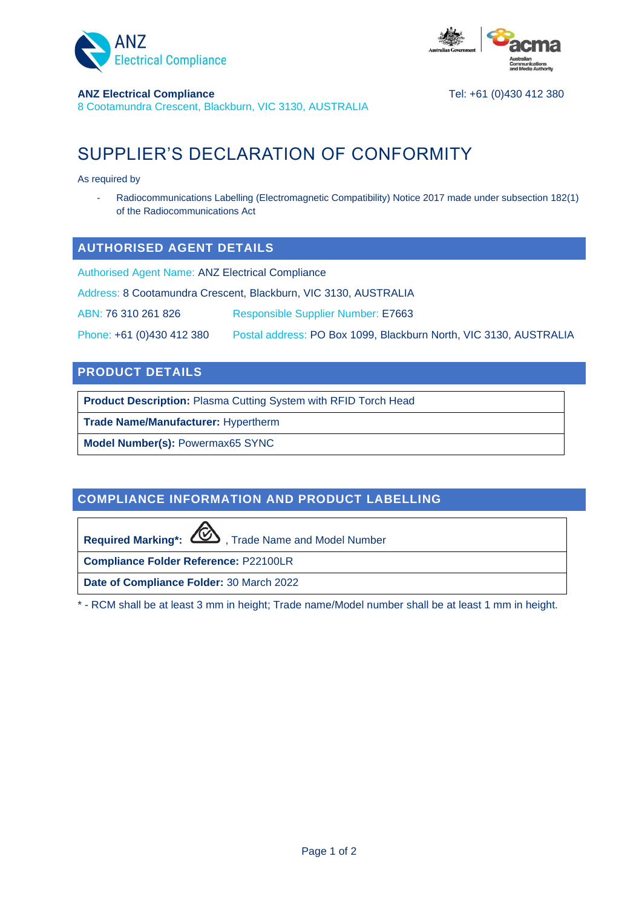**ANZ Electrical Compliance**
8 Cootamundra Crescent, Blackburn, VIC 3130, AUSTRALIA

Tel: +61 (0)430 412 380

# SUPPLIER'S DECLARATION OF CONFORMITY

As required by

- Radiocommunications Labelling (Electromagnetic Compatibility) Notice 2017 made under subsection 182(1) of the Radiocommunications Act

## AUTHORISED AGENT DETAILS

Authorised Agent Name: ANZ Electrical Compliance

Address: 8 Cootamundra Crescent, Blackburn, VIC 3130, AUSTRALIA

ABN: 76 310 261 826 Responsible Supplier Number: E7663

Phone: +61 (0)430 412 380 Postal address: PO Box 1099, Blackburn North, VIC 3130, AUSTRALIA

## PRODUCT DETAILS

| |
|---|
| **Product Description:** Plasma Cutting System with RFID Torch Head |
| **Trade Name/Manufacturer:** Hypertherm |
| **Model Number(s):** Powermax65 SYNC |

## COMPLIANCE INFORMATION AND PRODUCT LABELLING

| |
|---|
| **Required Marking*:** RCM, Trade Name and Model Number |
| **Compliance Folder Reference:** P22100LR |
| **Date of Compliance Folder:** 30 March 2022 |

* - RCM shall be at least 3 mm in height; Trade name/Model number shall be at least 1 mm in height.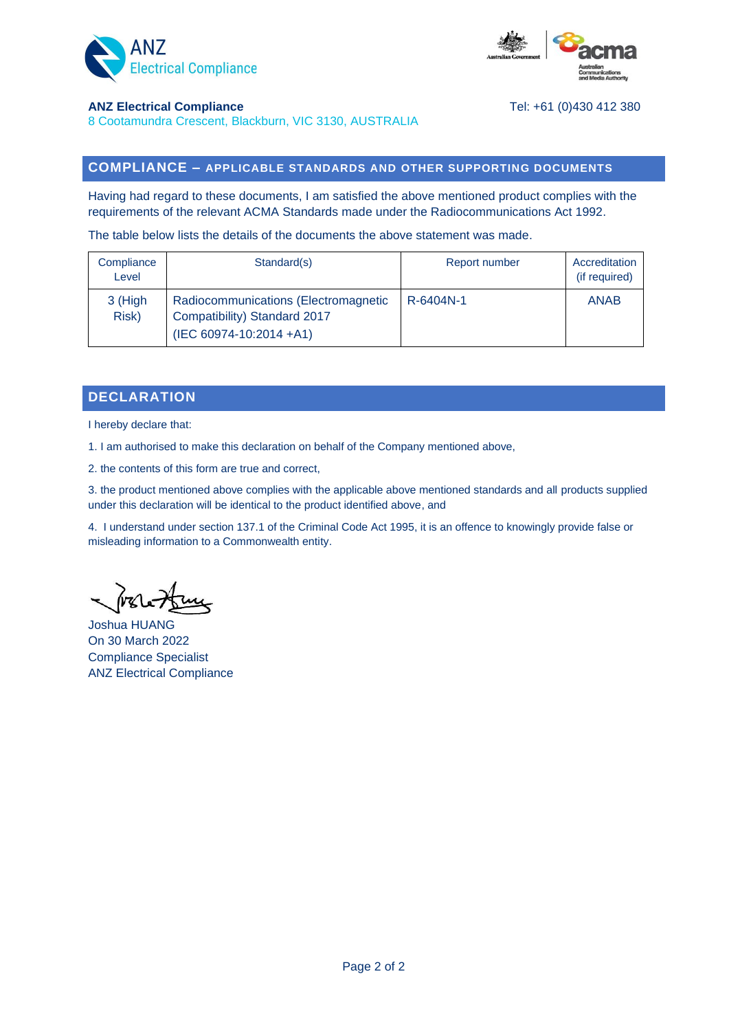**ANZ Electrical Compliance**
8 Cootamundra Crescent, Blackburn, VIC 3130, AUSTRALIA

Tel: +61 (0)430 412 380

## COMPLIANCE – APPLICABLE STANDARDS AND OTHER SUPPORTING DOCUMENTS

Having had regard to these documents, I am satisfied the above mentioned product complies with the requirements of the relevant ACMA Standards made under the Radiocommunications Act 1992.

The table below lists the details of the documents the above statement was made.

| Compliance Level | Standard(s) | Report number | Accreditation (if required) |
|---|---|---|---|
| 3 (High Risk) | Radiocommunications (Electromagnetic Compatibility) Standard 2017 (IEC 60974-10:2014 +A1) | R-6404N-1 | ANAB |

## DECLARATION

I hereby declare that:

1. I am authorised to make this declaration on behalf of the Company mentioned above,

2. the contents of this form are true and correct,

3. the product mentioned above complies with the applicable above mentioned standards and all products supplied under this declaration will be identical to the product identified above, and

4. I understand under section 137.1 of the Criminal Code Act 1995, it is an offence to knowingly provide false or misleading information to a Commonwealth entity.

Joshua HUANG
On 30 March 2022
Compliance Specialist
ANZ Electrical Compliance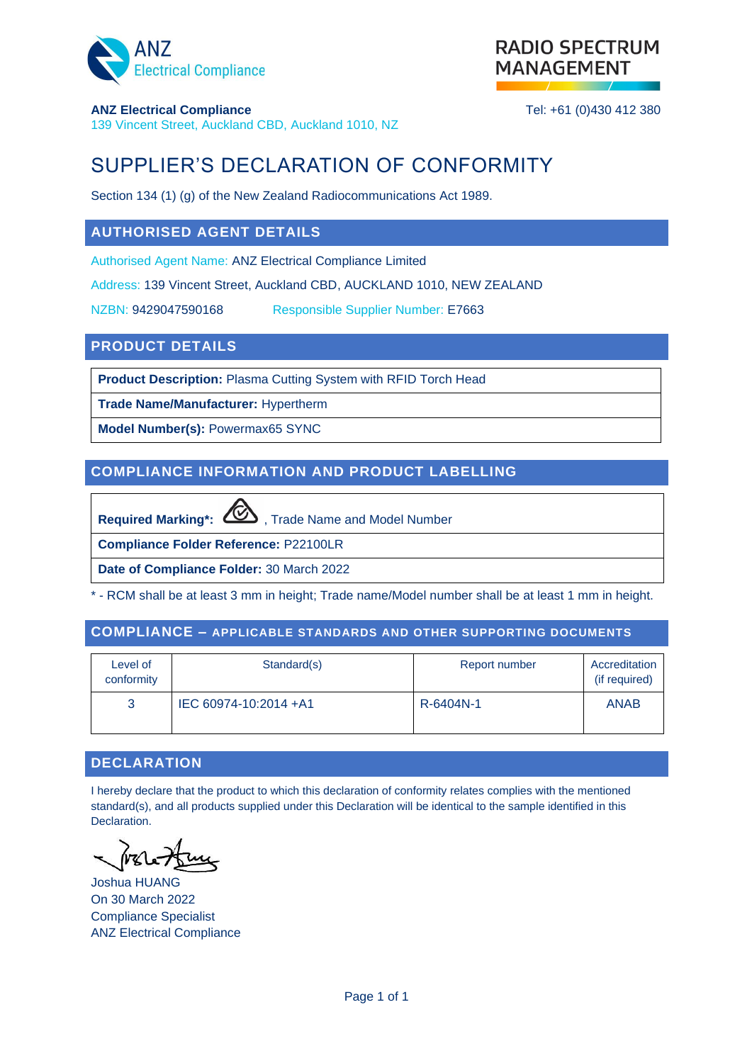ANZ Electrical Compliance

RADIO SPECTRUM MANAGEMENT

**ANZ Electrical Compliance**
139 Vincent Street, Auckland CBD, Auckland 1010, NZ

Tel: +61 (0)430 412 380

# SUPPLIER'S DECLARATION OF CONFORMITY

Section 134 (1) (g) of the New Zealand Radiocommunications Act 1989.

## AUTHORISED AGENT DETAILS

Authorised Agent Name: ANZ Electrical Compliance Limited

Address: 139 Vincent Street, Auckland CBD, AUCKLAND 1010, NEW ZEALAND

NZBN: 9429047590168 Responsible Supplier Number: E7663

## PRODUCT DETAILS

| |
|---|
| **Product Description:** Plasma Cutting System with RFID Torch Head |
| **Trade Name/Manufacturer:** Hypertherm |
| **Model Number(s):** Powermax65 SYNC |

## COMPLIANCE INFORMATION AND PRODUCT LABELLING

| |
|---|
| **Required Marking\*:** RCM, Trade Name and Model Number |
| **Compliance Folder Reference:** P22100LR |
| **Date of Compliance Folder:** 30 March 2022 |

\* - RCM shall be at least 3 mm in height; Trade name/Model number shall be at least 1 mm in height.

## COMPLIANCE – APPLICABLE STANDARDS AND OTHER SUPPORTING DOCUMENTS

| Level of conformity | Standard(s) | Report number | Accreditation (if required) |
|---|---|---|---|
| 3 | IEC 60974-10:2014 +A1 | R-6404N-1 | ANAB |

## DECLARATION

I hereby declare that the product to which this declaration of conformity relates complies with the mentioned standard(s), and all products supplied under this Declaration will be identical to the sample identified in this Declaration.

Joshua HUANG
On 30 March 2022
Compliance Specialist
ANZ Electrical Compliance